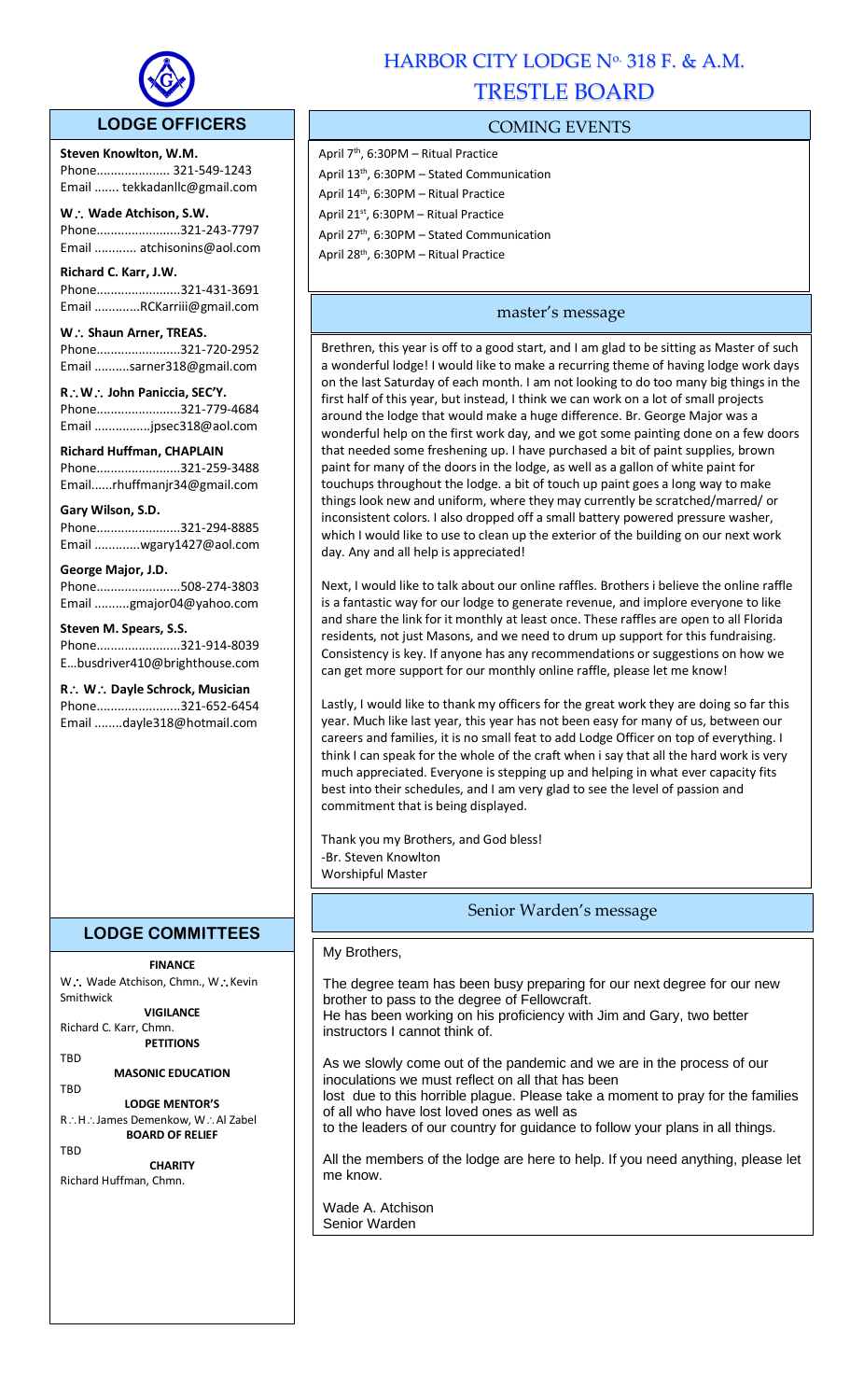# HARBOR CITY LODGE No. 318 F. & A.M.

# TRESTLE BOARD

## LODGE OFFICERS

**Steven Knowlton, W.M.**
Phone..................... 321-549-1243
Email ....... tekkadanllc@gmail.com

**W∴ Wade Atchison, S.W.**
Phone........................321-243-7797
Email ........... atchisonins@aol.com

**Richard C. Karr, J.W.**
Phone........................321-431-3691
Email .............RCKarriii@gmail.com

**W∴ Shaun Arner, TREAS.**
Phone........................321-720-2952
Email ..........sarner318@gmail.com

**R∴W∴ John Paniccia, SEC'Y.**
Phone........................321-779-4684
Email ................jpsec318@aol.com

**Richard Huffman, CHAPLAIN**
Phone........................321-259-3488
Email......rhuffmanjr34@gmail.com

**Gary Wilson, S.D.**
Phone........................321-294-8885
Email .............wgary1427@aol.com

**George Major, J.D.**
Phone........................508-274-3803
Email ..........gmajor04@yahoo.com

**Steven M. Spears, S.S.**
Phone........................321-914-8039
E...busdriver410@brighthouse.com

**R∴ W∴ Dayle Schrock, Musician**
Phone........................321-652-6454
Email ........dayle318@hotmail.com

## LODGE COMMITTEES

**FINANCE**
W∴ Wade Atchison, Chmn., W∴Kevin Smithwick

**VIGILANCE**
Richard C. Karr, Chmn.

**PETITIONS**
TBD

**MASONIC EDUCATION**
TBD

**LODGE MENTOR'S**
R∴H∴James Demenkow, W∴Al Zabel

**BOARD OF RELIEF**
TBD

**CHARITY**
Richard Huffman, Chmn.

## COMING EVENTS

April 7th, 6:30PM – Ritual Practice
April 13th, 6:30PM – Stated Communication
April 14th, 6:30PM – Ritual Practice
April 21st, 6:30PM – Ritual Practice
April 27th, 6:30PM – Stated Communication
April 28th, 6:30PM – Ritual Practice

## master's message

Brethren, this year is off to a good start, and I am glad to be sitting as Master of such a wonderful lodge! I would like to make a recurring theme of having lodge work days on the last Saturday of each month. I am not looking to do too many big things in the first half of this year, but instead, I think we can work on a lot of small projects around the lodge that would make a huge difference. Br. George Major was a wonderful help on the first work day, and we got some painting done on a few doors that needed some freshening up. I have purchased a bit of paint supplies, brown paint for many of the doors in the lodge, as well as a gallon of white paint for touchups throughout the lodge. a bit of touch up paint goes a long way to make things look new and uniform, where they may currently be scratched/marred/ or inconsistent colors. I also dropped off a small battery powered pressure washer, which I would like to use to clean up the exterior of the building on our next work day. Any and all help is appreciated!

Next, I would like to talk about our online raffles. Brothers i believe the online raffle is a fantastic way for our lodge to generate revenue, and implore everyone to like and share the link for it monthly at least once. These raffles are open to all Florida residents, not just Masons, and we need to drum up support for this fundraising. Consistency is key. If anyone has any recommendations or suggestions on how we can get more support for our monthly online raffle, please let me know!

Lastly, I would like to thank my officers for the great work they are doing so far this year. Much like last year, this year has not been easy for many of us, between our careers and families, it is no small feat to add Lodge Officer on top of everything. I think I can speak for the whole of the craft when i say that all the hard work is very much appreciated. Everyone is stepping up and helping in what ever capacity fits best into their schedules, and I am very glad to see the level of passion and commitment that is being displayed.

Thank you my Brothers, and God bless!
-Br. Steven Knowlton
Worshipful Master

## Senior Warden's message

My Brothers,

The degree team has been busy preparing for our next degree for our new brother to pass to the degree of Fellowcraft.
He has been working on his proficiency with Jim and Gary, two better instructors I cannot think of.

As we slowly come out of the pandemic and we are in the process of our inoculations we must reflect on all that has been
lost due to this horrible plague. Please take a moment to pray for the families of all who have lost loved ones as well as
to the leaders of our country for guidance to follow your plans in all things.

All the members of the lodge are here to help. If you need anything, please let me know.

Wade A. Atchison
Senior Warden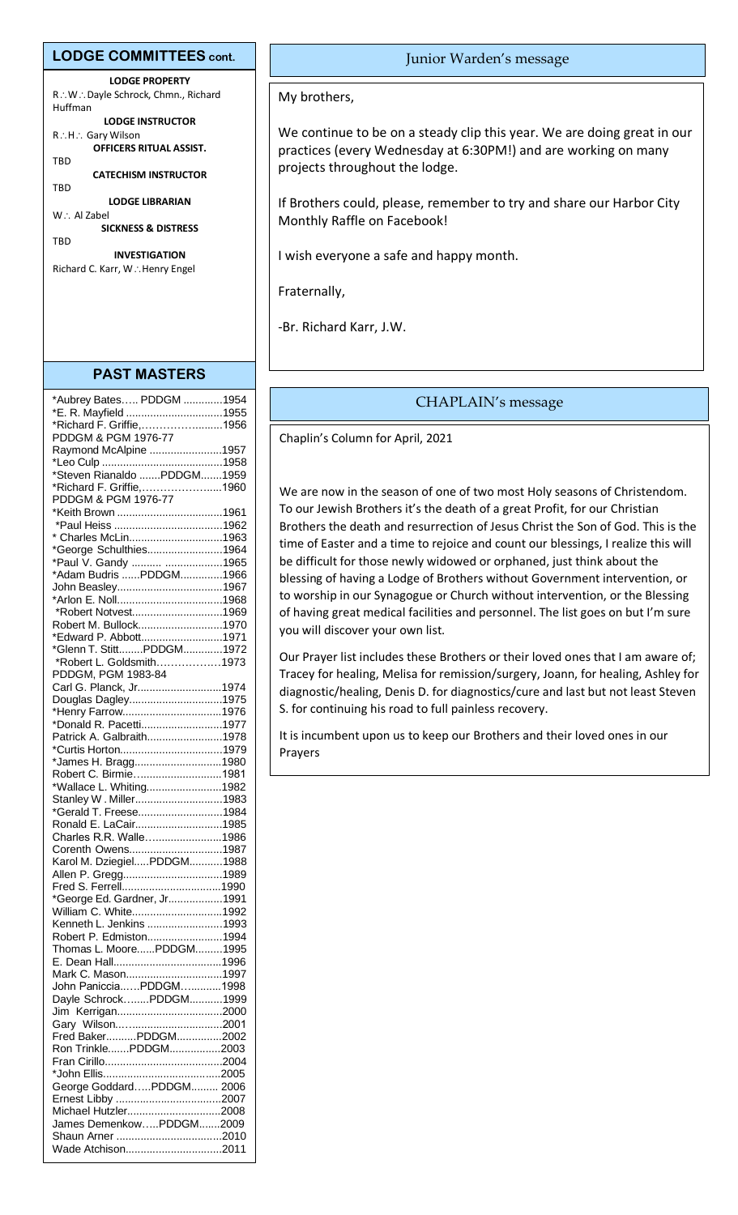## LODGE COMMITTEES cont.

**LODGE PROPERTY**
R∴W∴ Dayle Schrock, Chmn., Richard Huffman

**LODGE INSTRUCTOR**
R∴H∴ Gary Wilson

**OFFICERS RITUAL ASSIST.**
TBD

**CATECHISM INSTRUCTOR**
TBD

**LODGE LIBRARIAN**
W∴ Al Zabel

**SICKNESS & DISTRESS**
TBD

**INVESTIGATION**
Richard C. Karr, W∴Henry Engel

## PAST MASTERS

*Aubrey Bates….. PDDGM .............1954
*E. R. Mayfield ................................1955
*Richard F. Griffie,………….….........1956
PDDGM & PGM 1976-77
Raymond McAlpine ........................1957
*Leo Culp ........................................1958
*Steven Rianaldo .......PDDGM.......1959
*Richard F. Griffie,……………….....1960
PDDGM & PGM 1976-77
*Keith Brown ...................................1961
*Paul Heiss ....................................1962
* Charles McLin...............................1963
*George Schulthies.........................1964
*Paul V. Gandy .......... ...................1965
*Adam Budris ......PDDGM..............1966
John Beasley...................................1967
*Arlon E. Noll...................................1968
*Robert Notvest..............................1969
Robert M. Bullock............................1970
*Edward P. Abbott...........................1971
*Glenn T. Stitt........PDDGM.............1972
*Robert L. Goldsmith………………1973
PDDGM, PGM 1983-84
Carl G. Planck, Jr............................1974
Douglas Dagley...............................1975
*Henry Farrow.................................1976
*Donald R. Pacetti...........................1977
Patrick A. Galbraith.........................1978
*Curtis Horton..................................1979
*James H. Bragg.............................1980
Robert C. Birmie…..........................1981
*Wallace L. Whiting.........................1982
Stanley W . Miller.............................1983
*Gerald T. Freese............................1984
Ronald E. LaCair.............................1985
Charles R.R. Walle…......................1986
Corenth Owens...............................1987
Karol M. Dziegiel.....PDDGM...........1988
Allen P. Gregg.................................1989
Fred S. Ferrell.................................1990
*George Ed. Gardner, Jr..................1991
William C. White..............................1992
Kenneth L. Jenkins .........................1993
Robert P. Edmiston.........................1994
Thomas L. Moore......PDDGM.........1995
E. Dean Hall....................................1996
Mark C. Mason................................1997
John Paniccia..…PDDGM…...........1998
Dayle Schrock…....PDDGM...........1999
Jim Kerrigan...................................2000
Gary Wilson..…..............................2001
Fred Baker..........PDDGM...............2002
Ron Trinkle.......PDDGM.................2003
Fran Cirillo.......................................2004
*John Ellis.......................................2005
George Goddard…..PDDGM......... 2006
Ernest Libby ...................................2007
Michael Hutzler...............................2008
James Demenkow…..PDDGM.......2009
Shaun Arner ...................................2010
Wade Atchison................................2011

## Junior Warden's message

My brothers,

We continue to be on a steady clip this year. We are doing great in our practices (every Wednesday at 6:30PM!) and are working on many projects throughout the lodge.

If Brothers could, please, remember to try and share our Harbor City Monthly Raffle on Facebook!

I wish everyone a safe and happy month.

Fraternally,

-Br. Richard Karr, J.W.

## CHAPLAIN's message

Chaplin's Column for April, 2021

We are now in the season of one of two most Holy seasons of Christendom. To our Jewish Brothers it's the death of a great Profit, for our Christian Brothers the death and resurrection of Jesus Christ the Son of God. This is the time of Easter and a time to rejoice and count our blessings, I realize this will be difficult for those newly widowed or orphaned, just think about the blessing of having a Lodge of Brothers without Government intervention, or to worship in our Synagogue or Church without intervention, or the Blessing of having great medical facilities and personnel. The list goes on but I'm sure you will discover your own list.

Our Prayer list includes these Brothers or their loved ones that I am aware of; Tracey for healing, Melisa for remission/surgery, Joann, for healing, Ashley for diagnostic/healing, Denis D. for diagnostics/cure and last but not least Steven S. for continuing his road to full painless recovery.

It is incumbent upon us to keep our Brothers and their loved ones in our Prayers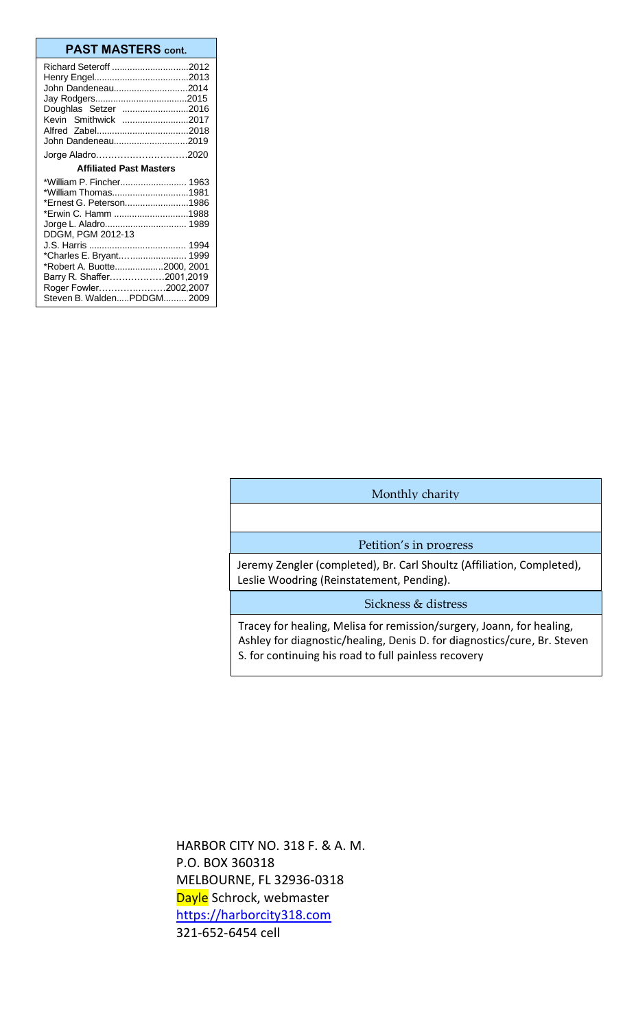## PAST MASTERS cont.

| | |
|---|---|
| Richard Seteroff | 2012 |
| Henry Engel | 2013 |
| John Dandeneau | 2014 |
| Jay Rodgers | 2015 |
| Doughlas Setzer | 2016 |
| Kevin Smithwick | 2017 |
| Alfred Zabel | 2018 |
| John Dandeneau | 2019 |
| Jorge Aladro | 2020 |

### Affiliated Past Masters

| | |
|---|---|
| *William P. Fincher | 1963 |
| *William Thomas | 1981 |
| *Ernest G. Peterson | 1986 |
| *Erwin C. Hamm | 1988 |
| Jorge L. Aladro | 1989 |
| DDGM, PGM 2012-13 | |
| J.S. Harris | 1994 |
| *Charles E. Bryant | 1999 |
| *Robert A. Buotte | 2000, 2001 |
| Barry R. Shaffer | 2001,2019 |
| Roger Fowler | 2002,2007 |
| Steven B. Walden.....PDDGM | 2009 |

### Monthly charity

### Petition's in progress

Jeremy Zengler (completed), Br. Carl Shoultz (Affiliation, Completed), Leslie Woodring (Reinstatement, Pending).

### Sickness & distress

Tracey for healing, Melisa for remission/surgery, Joann, for healing, Ashley for diagnostic/healing, Denis D. for diagnostics/cure, Br. Steven S. for continuing his road to full painless recovery

HARBOR CITY NO. 318 F. & A. M.
P.O. BOX 360318
MELBOURNE, FL 32936-0318
Dayle Schrock, webmaster
https://harborcity318.com
321-652-6454 cell